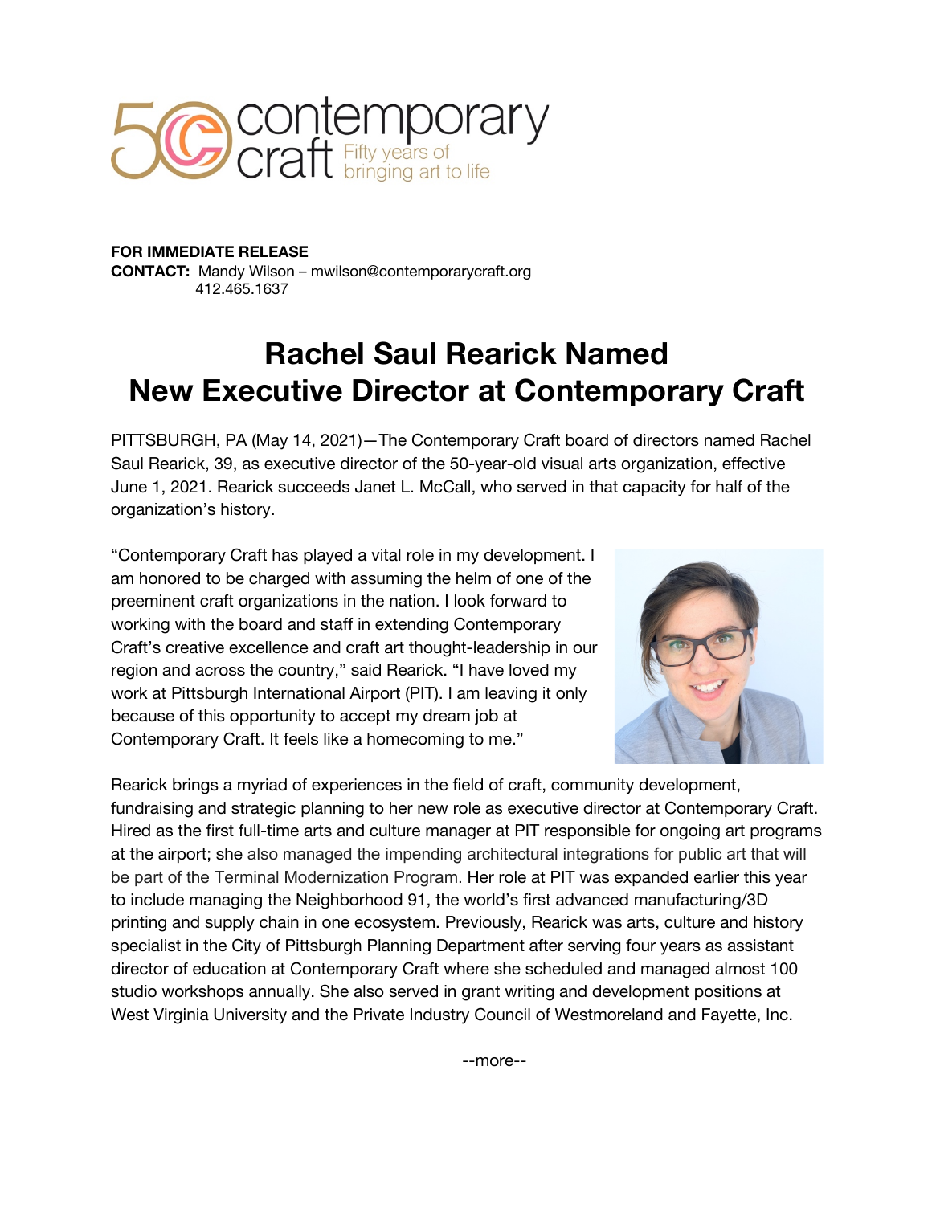contemporary craft
Fifty years of bringing art to life

**FOR IMMEDIATE RELEASE**
**CONTACT:** Mandy Wilson – mwilson@contemporarycraft.org
412.465.1637

# Rachel Saul Rearick Named New Executive Director at Contemporary Craft

PITTSBURGH, PA (May 14, 2021)—The Contemporary Craft board of directors named Rachel Saul Rearick, 39, as executive director of the 50-year-old visual arts organization, effective June 1, 2021. Rearick succeeds Janet L. McCall, who served in that capacity for half of the organization's history.

"Contemporary Craft has played a vital role in my development. I am honored to be charged with assuming the helm of one of the preeminent craft organizations in the nation. I look forward to working with the board and staff in extending Contemporary Craft's creative excellence and craft art thought-leadership in our region and across the country," said Rearick. "I have loved my work at Pittsburgh International Airport (PIT). I am leaving it only because of this opportunity to accept my dream job at Contemporary Craft. It feels like a homecoming to me."

Rearick brings a myriad of experiences in the field of craft, community development, fundraising and strategic planning to her new role as executive director at Contemporary Craft. Hired as the first full-time arts and culture manager at PIT responsible for ongoing art programs at the airport; she also managed the impending architectural integrations for public art that will be part of the Terminal Modernization Program. Her role at PIT was expanded earlier this year to include managing the Neighborhood 91, the world's first advanced manufacturing/3D printing and supply chain in one ecosystem. Previously, Rearick was arts, culture and history specialist in the City of Pittsburgh Planning Department after serving four years as assistant director of education at Contemporary Craft where she scheduled and managed almost 100 studio workshops annually. She also served in grant writing and development positions at West Virginia University and the Private Industry Council of Westmoreland and Fayette, Inc.

--more--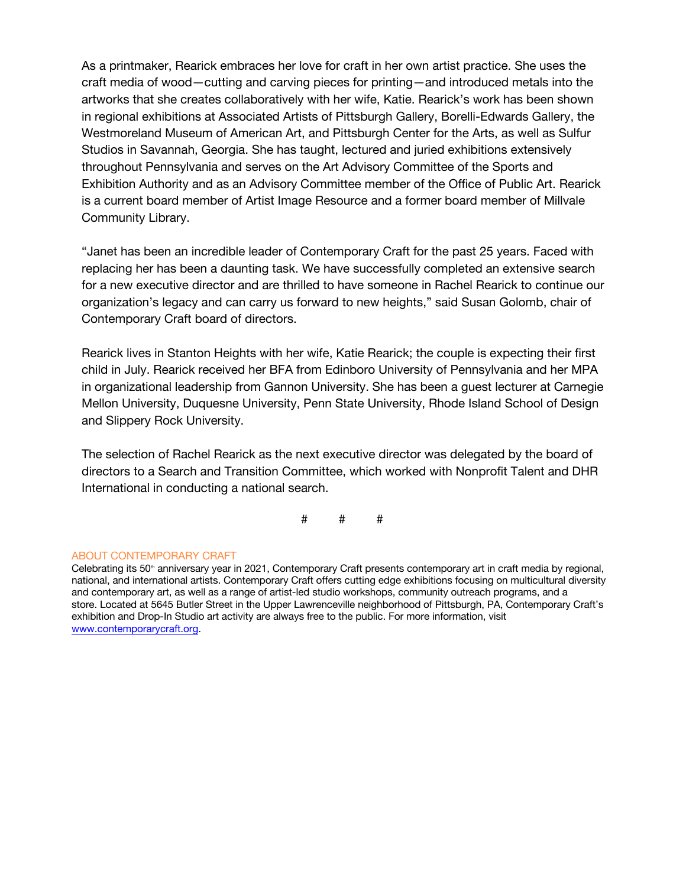As a printmaker, Rearick embraces her love for craft in her own artist practice. She uses the craft media of wood—cutting and carving pieces for printing—and introduced metals into the artworks that she creates collaboratively with her wife, Katie. Rearick's work has been shown in regional exhibitions at Associated Artists of Pittsburgh Gallery, Borelli-Edwards Gallery, the Westmoreland Museum of American Art, and Pittsburgh Center for the Arts, as well as Sulfur Studios in Savannah, Georgia. She has taught, lectured and juried exhibitions extensively throughout Pennsylvania and serves on the Art Advisory Committee of the Sports and Exhibition Authority and as an Advisory Committee member of the Office of Public Art. Rearick is a current board member of Artist Image Resource and a former board member of Millvale Community Library.

"Janet has been an incredible leader of Contemporary Craft for the past 25 years. Faced with replacing her has been a daunting task. We have successfully completed an extensive search for a new executive director and are thrilled to have someone in Rachel Rearick to continue our organization's legacy and can carry us forward to new heights," said Susan Golomb, chair of Contemporary Craft board of directors.

Rearick lives in Stanton Heights with her wife, Katie Rearick; the couple is expecting their first child in July. Rearick received her BFA from Edinboro University of Pennsylvania and her MPA in organizational leadership from Gannon University. She has been a guest lecturer at Carnegie Mellon University, Duquesne University, Penn State University, Rhode Island School of Design and Slippery Rock University.

The selection of Rachel Rearick as the next executive director was delegated by the board of directors to a Search and Transition Committee, which worked with Nonprofit Talent and DHR International in conducting a national search.

# # #

ABOUT CONTEMPORARY CRAFT

Celebrating its 50th anniversary year in 2021, Contemporary Craft presents contemporary art in craft media by regional, national, and international artists. Contemporary Craft offers cutting edge exhibitions focusing on multicultural diversity and contemporary art, as well as a range of artist-led studio workshops, community outreach programs, and a store. Located at 5645 Butler Street in the Upper Lawrenceville neighborhood of Pittsburgh, PA, Contemporary Craft's exhibition and Drop-In Studio art activity are always free to the public. For more information, visit www.contemporarycraft.org.